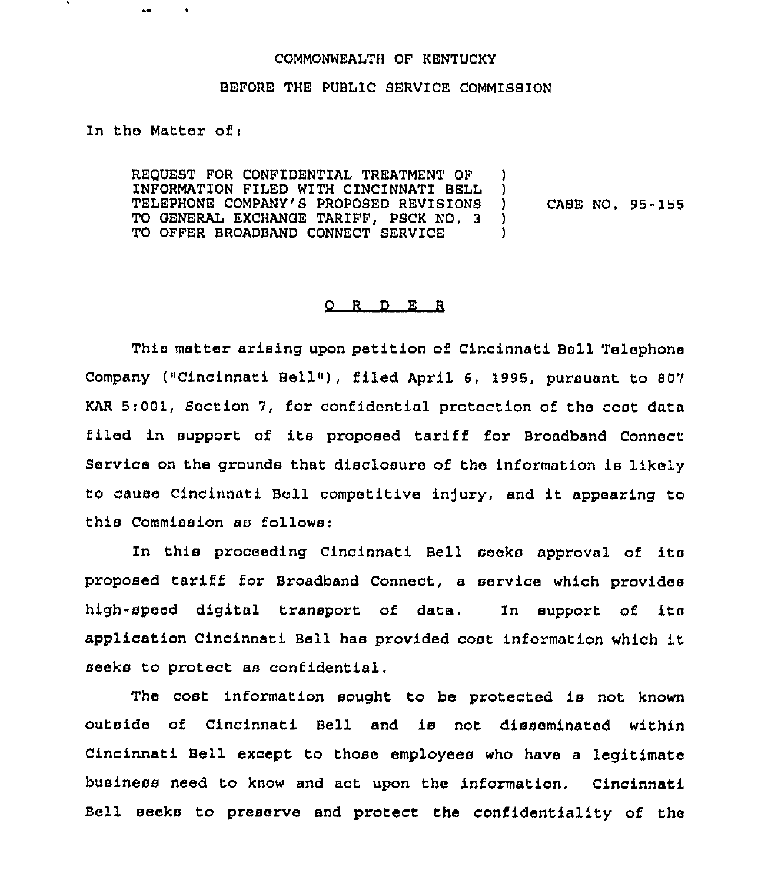COMMONWEALTH OF KENTUCKY

BEFORE THE PUBLIC SERVICE COMMISSION

In the Matter of:

| | | |
|---|---|---|
| REQUEST FOR CONFIDENTIAL TREATMENT OF INFORMATION FILED WITH CINCINNATI BELL TELEPHONE COMPANY'S PROPOSED REVISIONS TO GENERAL EXCHANGE TARIFF, PSCK NO. 3 TO OFFER BROADBAND CONNECT SERVICE | ) | CASE NO. 95-155 |

## O R D E R

This matter arising upon petition of Cincinnati Bell Telephone Company ("Cincinnati Bell"), filed April 6, 1995, pursuant to 807 KAR 5:001, Section 7, for confidential protection of the cost data filed in support of its proposed tariff for Broadband Connect Service on the grounds that disclosure of the information is likely to cause Cincinnati Bell competitive injury, and it appearing to this Commission as follows:

In this proceeding Cincinnati Bell seeks approval of its proposed tariff for Broadband Connect, a service which provides high-speed digital transport of data. In support of its application Cincinnati Bell has provided cost information which it seeks to protect as confidential.

The cost information sought to be protected is not known outside of Cincinnati Bell and is not disseminated within Cincinnati Bell except to those employees who have a legitimate business need to know and act upon the information. Cincinnati Bell seeks to preserve and protect the confidentiality of the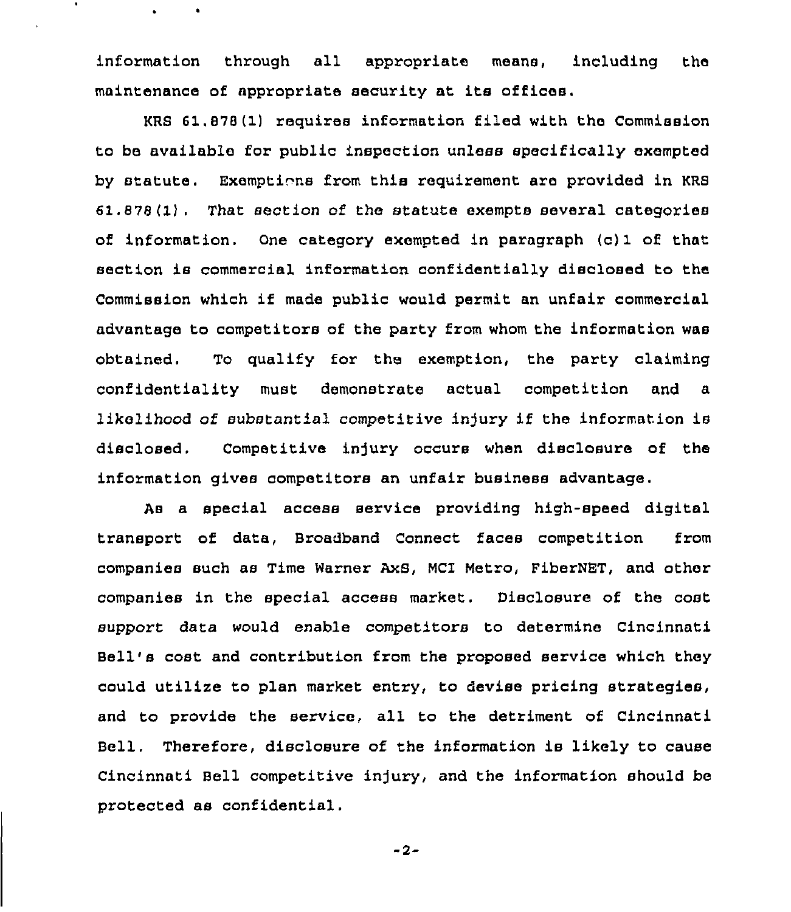information through all appropriate means, including the maintenance of appropriate security at its offices.

KRS 61.878(1) requires information filed with the Commission to be available for public inspection unless specifically exempted by statute. Exemptions from this requirement are provided in KRS 61.878(1). That section of the statute exempts several categories of information. One category exempted in paragraph (c)1 of that section is commercial information confidentially disclosed to the Commission which if made public would permit an unfair commercial advantage to competitors of the party from whom the information was obtained. To qualify for the exemption, the party claiming confidentiality must demonstrate actual competition and a likelihood of substantial competitive injury if the information is disclosed. Competitive injury occurs when disclosure of the information gives competitors an unfair business advantage.

As a special access service providing high-speed digital transport of data, Broadband Connect faces competition from companies such as Time Warner AxS, MCI Metro, FiberNET, and other companies in the special access market. Disclosure of the cost support data would enable competitors to determine Cincinnati Bell's cost and contribution from the proposed service which they could utilize to plan market entry, to devise pricing strategies, and to provide the service, all to the detriment of Cincinnati Bell. Therefore, disclosure of the information is likely to cause Cincinnati Bell competitive injury, and the information should be protected as confidential.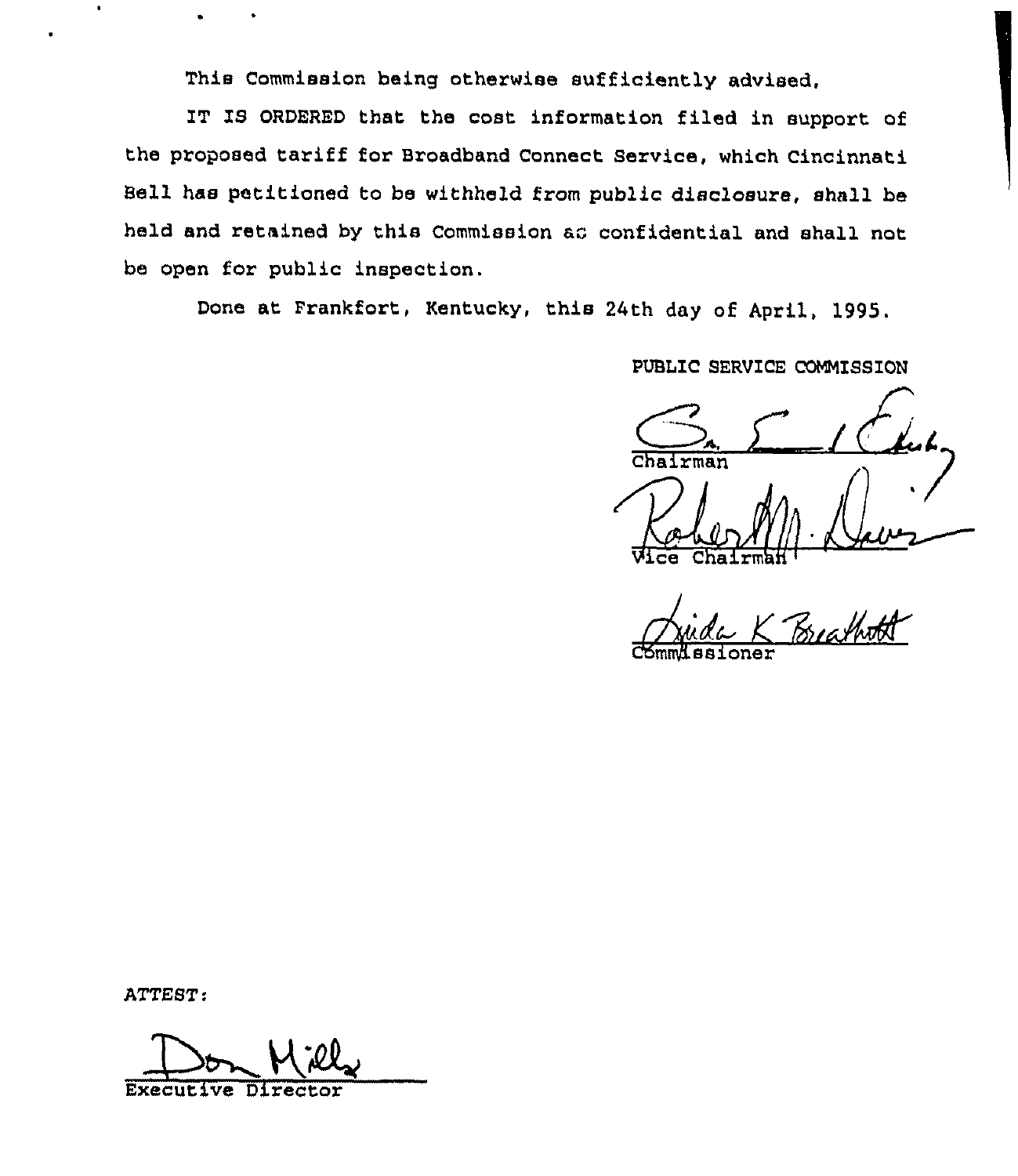This Commission being otherwise sufficiently advised,

IT IS ORDERED that the cost information filed in support of the proposed tariff for Broadband Connect Service, which Cincinnati Bell has petitioned to be withheld from public disclosure, shall be held and retained by this Commission as confidential and shall not be open for public inspection.

Done at Frankfort, Kentucky, this 24th day of April, 1995.

PUBLIC SERVICE COMMISSION

Chairman

Vice Chairman

Commissioner

ATTEST:

Executive Director